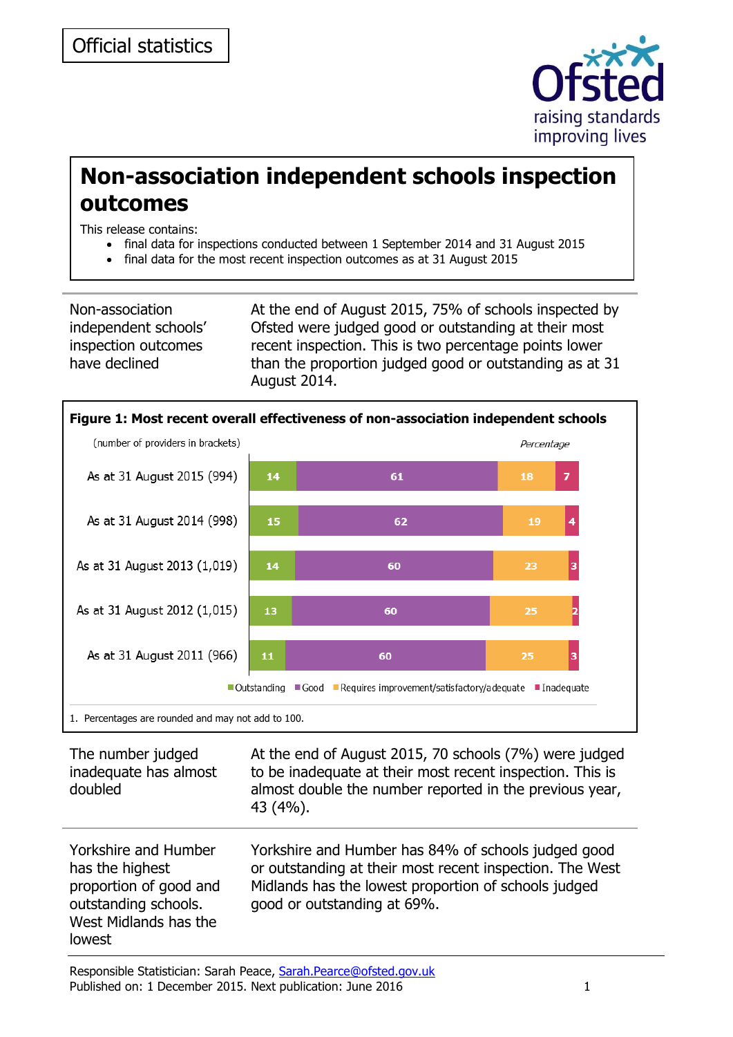Official statistics

# Non-association independent schools inspection outcomes

This release contains:

- final data for inspections conducted between 1 September 2014 and 31 August 2015
- final data for the most recent inspection outcomes as at 31 August 2015

**Non-association independent schools' inspection outcomes have declined**

At the end of August 2015, 75% of schools inspected by Ofsted were judged good or outstanding at their most recent inspection. This is two percentage points lower than the proportion judged good or outstanding as at 31 August 2014.

**Figure 1: Most recent overall effectiveness of non-association independent schools**

(number of providers in brackets)

*Percentage*

| | Outstanding | Good | Requires improvement/satisfactory/adequate | Inadequate |
|---|---|---|---|---|
| As at 31 August 2015 (994) | 14 | 61 | 18 | 7 |
| As at 31 August 2014 (998) | 15 | 62 | 19 | 4 |
| As at 31 August 2013 (1,019) | 14 | 60 | 23 | 3 |
| As at 31 August 2012 (1,015) | 13 | 60 | 25 | 2 |
| As at 31 August 2011 (966) | 11 | 60 | 25 | 3 |

1. Percentages are rounded and may not add to 100.

**The number judged inadequate has almost doubled**

At the end of August 2015, 70 schools (7%) were judged to be inadequate at their most recent inspection. This is almost double the number reported in the previous year, 43 (4%).

**Yorkshire and Humber has the highest proportion of good and outstanding schools. West Midlands has the lowest**

Yorkshire and Humber has 84% of schools judged good or outstanding at their most recent inspection. The West Midlands has the lowest proportion of schools judged good or outstanding at 69%.

Responsible Statistician: Sarah Peace, Sarah.Pearce@ofsted.gov.uk
Published on: 1 December 2015. Next publication: June 2016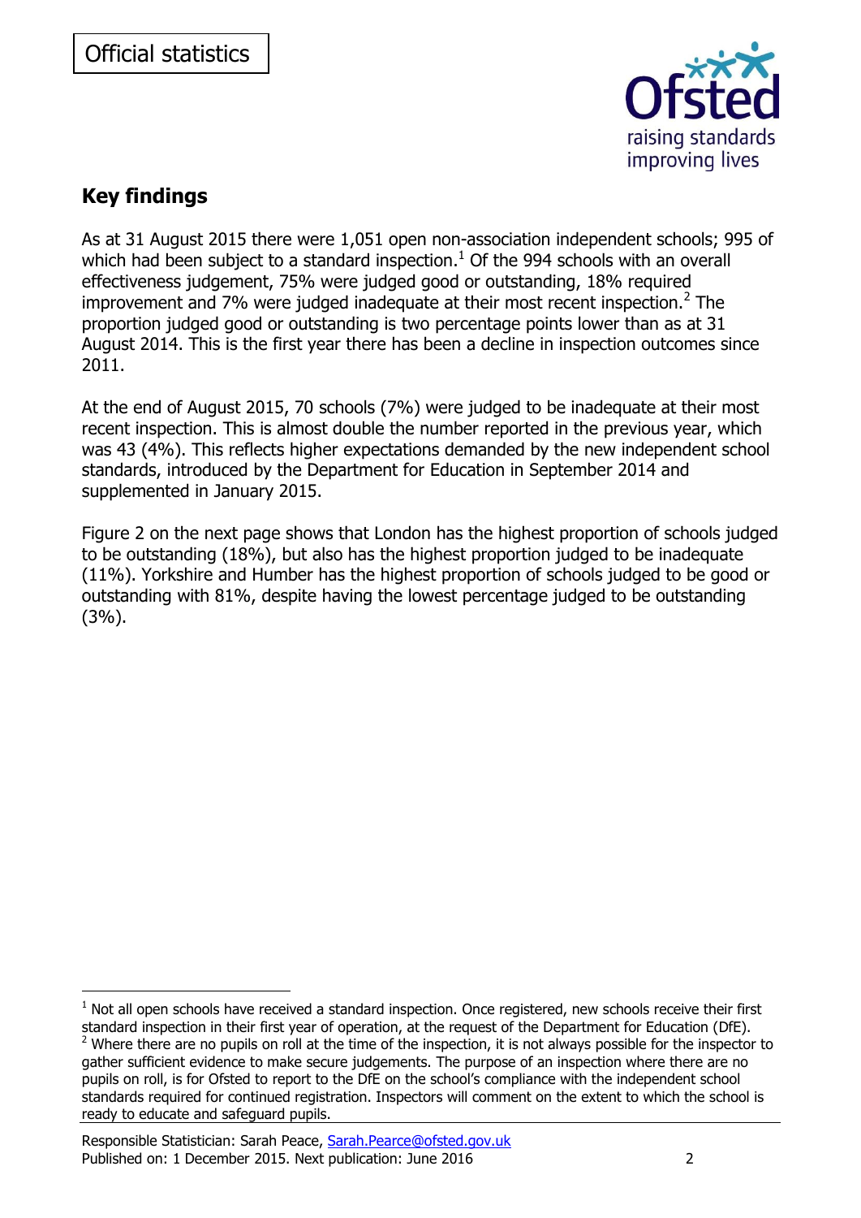Official statistics

## Key findings

As at 31 August 2015 there were 1,051 open non-association independent schools; 995 of which had been subject to a standard inspection.[1] Of the 994 schools with an overall effectiveness judgement, 75% were judged good or outstanding, 18% required improvement and 7% were judged inadequate at their most recent inspection.[2] The proportion judged good or outstanding is two percentage points lower than as at 31 August 2014. This is the first year there has been a decline in inspection outcomes since 2011.

At the end of August 2015, 70 schools (7%) were judged to be inadequate at their most recent inspection. This is almost double the number reported in the previous year, which was 43 (4%). This reflects higher expectations demanded by the new independent school standards, introduced by the Department for Education in September 2014 and supplemented in January 2015.

Figure 2 on the next page shows that London has the highest proportion of schools judged to be outstanding (18%), but also has the highest proportion judged to be inadequate (11%). Yorkshire and Humber has the highest proportion of schools judged to be good or outstanding with 81%, despite having the lowest percentage judged to be outstanding (3%).

---

[1] Not all open schools have received a standard inspection. Once registered, new schools receive their first standard inspection in their first year of operation, at the request of the Department for Education (DfE).

[2] Where there are no pupils on roll at the time of the inspection, it is not always possible for the inspector to gather sufficient evidence to make secure judgements. The purpose of an inspection where there are no pupils on roll, is for Ofsted to report to the DfE on the school's compliance with the independent school standards required for continued registration. Inspectors will comment on the extent to which the school is ready to educate and safeguard pupils.

Responsible Statistician: Sarah Peace, Sarah.Pearce@ofsted.gov.uk
Published on: 1 December 2015. Next publication: June 2016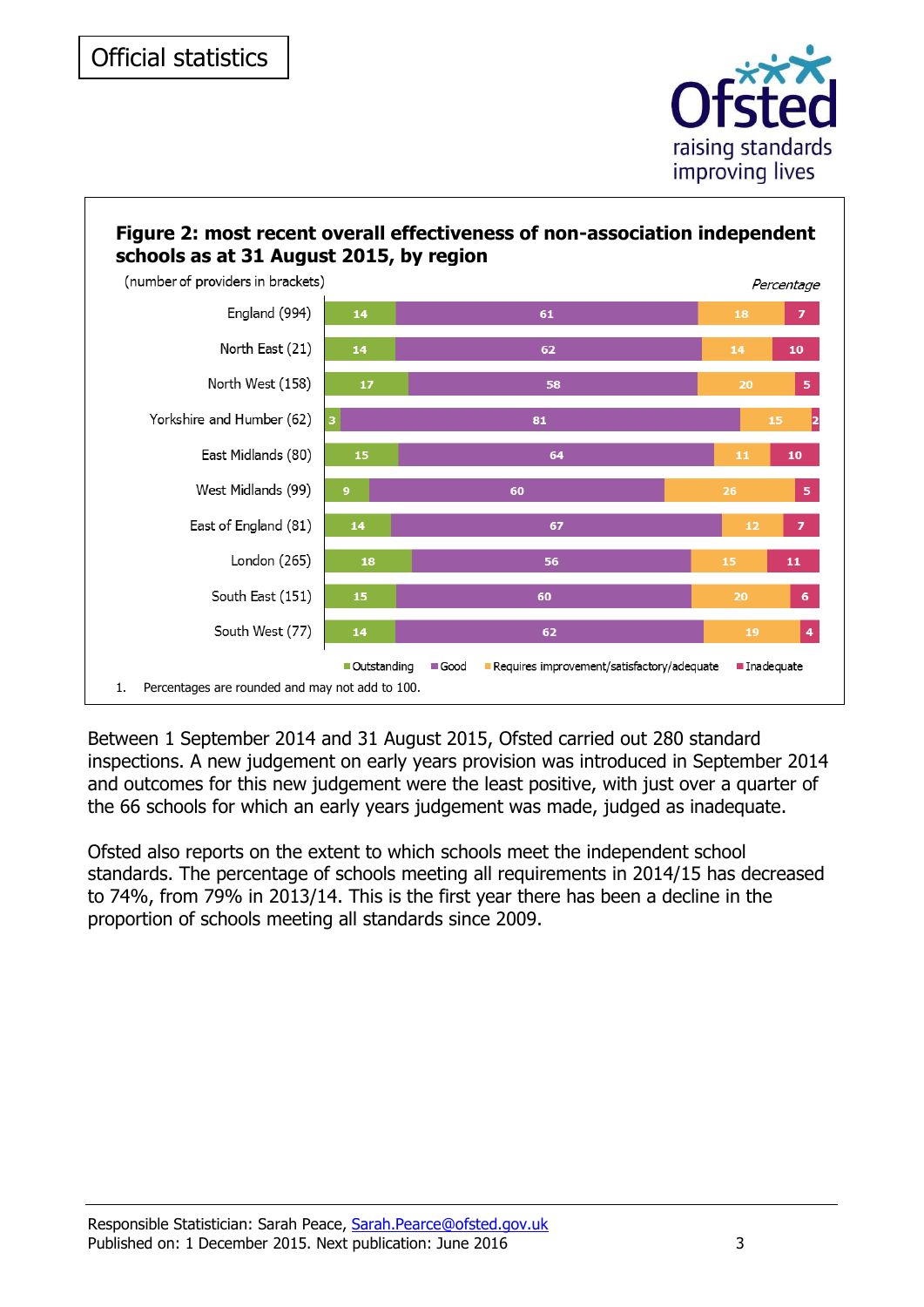Official statistics

**Figure 2: most recent overall effectiveness of non-association independent schools as at 31 August 2015, by region**

(number of providers in brackets)

*Percentage*

| Region | Outstanding | Good | Requires improvement/satisfactory/adequate | Inadequate |
|---|---|---|---|---|
| England (994) | 14 | 61 | 18 | 7 |
| North East (21) | 14 | 62 | 14 | 10 |
| North West (158) | 17 | 58 | 20 | 5 |
| Yorkshire and Humber (62) | 3 | 81 | 15 | 2 |
| East Midlands (80) | 15 | 64 | 11 | 10 |
| West Midlands (99) | 9 | 60 | 26 | 5 |
| East of England (81) | 14 | 67 | 12 | 7 |
| London (265) | 18 | 56 | 15 | 11 |
| South East (151) | 15 | 60 | 20 | 6 |
| South West (77) | 14 | 62 | 19 | 4 |

1. Percentages are rounded and may not add to 100.

Between 1 September 2014 and 31 August 2015, Ofsted carried out 280 standard inspections. A new judgement on early years provision was introduced in September 2014 and outcomes for this new judgement were the least positive, with just over a quarter of the 66 schools for which an early years judgement was made, judged as inadequate.

Ofsted also reports on the extent to which schools meet the independent school standards. The percentage of schools meeting all requirements in 2014/15 has decreased to 74%, from 79% in 2013/14. This is the first year there has been a decline in the proportion of schools meeting all standards since 2009.

Responsible Statistician: Sarah Peace, Sarah.Pearce@ofsted.gov.uk
Published on: 1 December 2015. Next publication: June 2016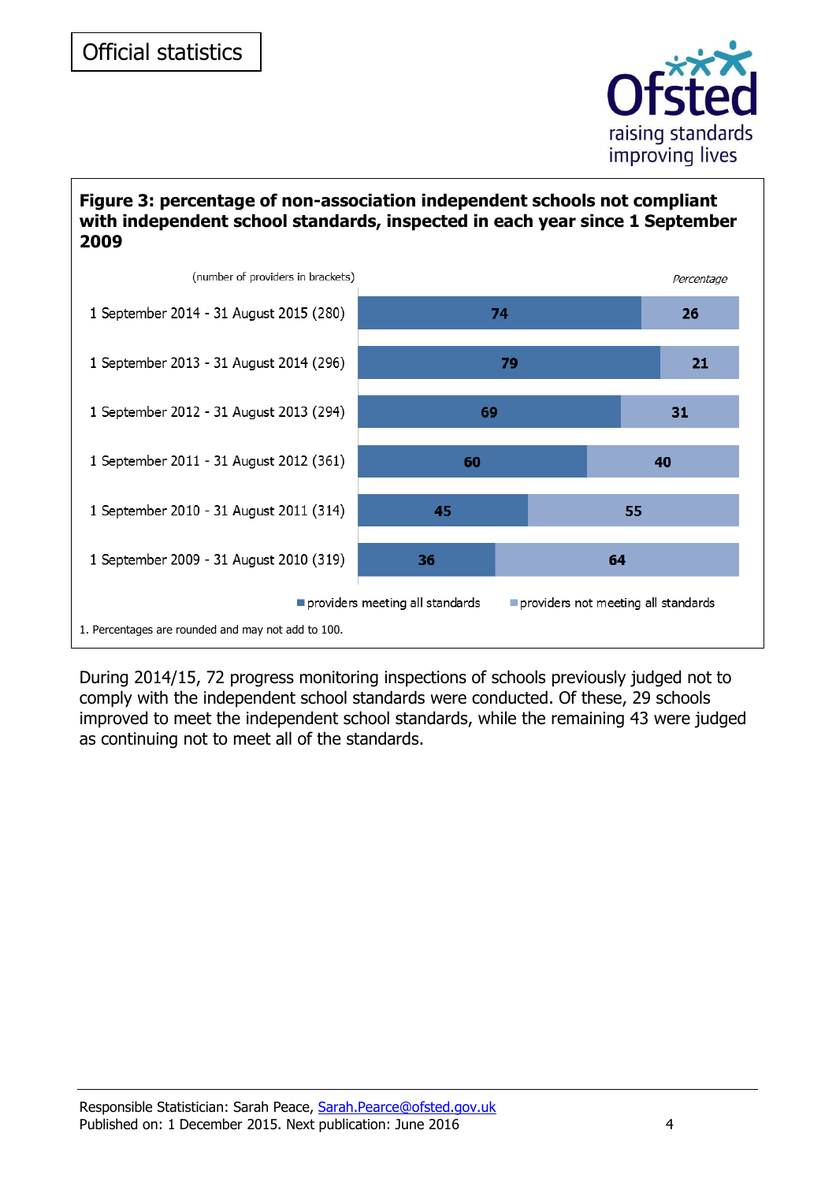Official statistics

**Figure 3: percentage of non-association independent schools not compliant with independent school standards, inspected in each year since 1 September 2009**

(number of providers in brackets)

*Percentage*

| Period | providers meeting all standards | providers not meeting all standards |
|---|---|---|
| 1 September 2014 - 31 August 2015 (280) | 74 | 26 |
| 1 September 2013 - 31 August 2014 (296) | 79 | 21 |
| 1 September 2012 - 31 August 2013 (294) | 69 | 31 |
| 1 September 2011 - 31 August 2012 (361) | 60 | 40 |
| 1 September 2010 - 31 August 2011 (314) | 45 | 55 |
| 1 September 2009 - 31 August 2010 (319) | 36 | 64 |

1. Percentages are rounded and may not add to 100.

During 2014/15, 72 progress monitoring inspections of schools previously judged not to comply with the independent school standards were conducted. Of these, 29 schools improved to meet the independent school standards, while the remaining 43 were judged as continuing not to meet all of the standards.

Responsible Statistician: Sarah Peace, Sarah.Pearce@ofsted.gov.uk
Published on: 1 December 2015. Next publication: June 2016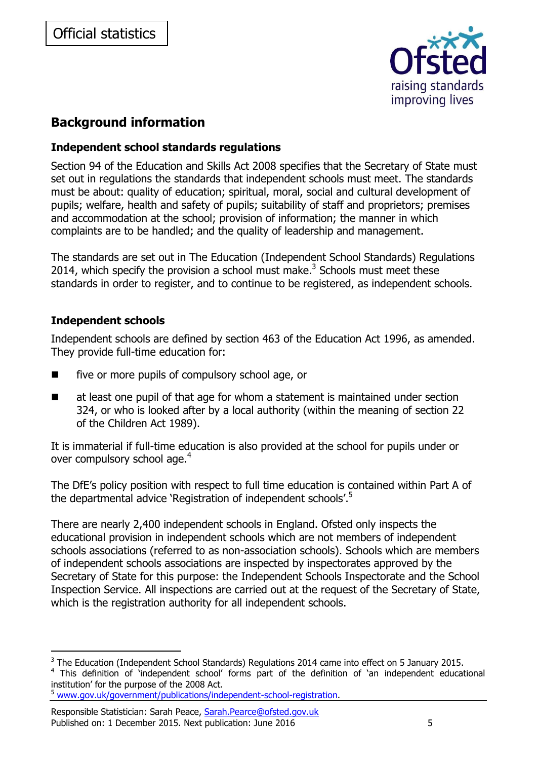## Background information

### Independent school standards regulations

Section 94 of the Education and Skills Act 2008 specifies that the Secretary of State must set out in regulations the standards that independent schools must meet. The standards must be about: quality of education; spiritual, moral, social and cultural development of pupils; welfare, health and safety of pupils; suitability of staff and proprietors; premises and accommodation at the school; provision of information; the manner in which complaints are to be handled; and the quality of leadership and management.

The standards are set out in The Education (Independent School Standards) Regulations 2014, which specify the provision a school must make.[3] Schools must meet these standards in order to register, and to continue to be registered, as independent schools.

### Independent schools

Independent schools are defined by section 463 of the Education Act 1996, as amended. They provide full-time education for:

- five or more pupils of compulsory school age, or
- at least one pupil of that age for whom a statement is maintained under section 324, or who is looked after by a local authority (within the meaning of section 22 of the Children Act 1989).

It is immaterial if full-time education is also provided at the school for pupils under or over compulsory school age.[4]

The DfE's policy position with respect to full time education is contained within Part A of the departmental advice 'Registration of independent schools'.[5]

There are nearly 2,400 independent schools in England. Ofsted only inspects the educational provision in independent schools which are not members of independent schools associations (referred to as non-association schools). Schools which are members of independent schools associations are inspected by inspectorates approved by the Secretary of State for this purpose: the Independent Schools Inspectorate and the School Inspection Service. All inspections are carried out at the request of the Secretary of State, which is the registration authority for all independent schools.

---

[3] The Education (Independent School Standards) Regulations 2014 came into effect on 5 January 2015.

[4] This definition of 'independent school' forms part of the definition of 'an independent educational institution' for the purpose of the 2008 Act.

[5] www.gov.uk/government/publications/independent-school-registration.

Responsible Statistician: Sarah Peace, Sarah.Pearce@ofsted.gov.uk
Published on: 1 December 2015. Next publication: June 2016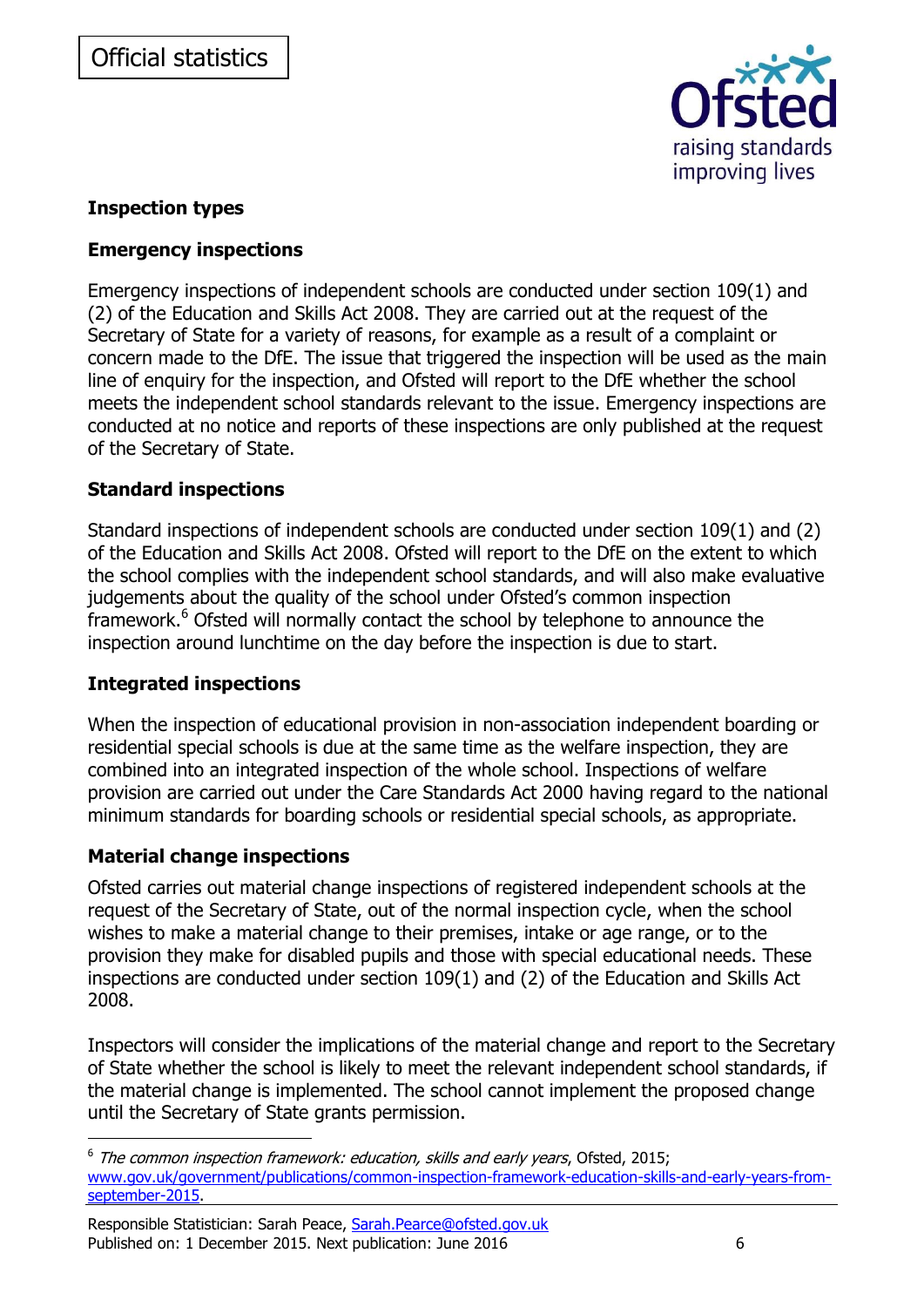## Inspection types

### Emergency inspections

Emergency inspections of independent schools are conducted under section 109(1) and (2) of the Education and Skills Act 2008. They are carried out at the request of the Secretary of State for a variety of reasons, for example as a result of a complaint or concern made to the DfE. The issue that triggered the inspection will be used as the main line of enquiry for the inspection, and Ofsted will report to the DfE whether the school meets the independent school standards relevant to the issue. Emergency inspections are conducted at no notice and reports of these inspections are only published at the request of the Secretary of State.

### Standard inspections

Standard inspections of independent schools are conducted under section 109(1) and (2) of the Education and Skills Act 2008. Ofsted will report to the DfE on the extent to which the school complies with the independent school standards, and will also make evaluative judgements about the quality of the school under Ofsted's common inspection framework.[6] Ofsted will normally contact the school by telephone to announce the inspection around lunchtime on the day before the inspection is due to start.

### Integrated inspections

When the inspection of educational provision in non-association independent boarding or residential special schools is due at the same time as the welfare inspection, they are combined into an integrated inspection of the whole school. Inspections of welfare provision are carried out under the Care Standards Act 2000 having regard to the national minimum standards for boarding schools or residential special schools, as appropriate.

### Material change inspections

Ofsted carries out material change inspections of registered independent schools at the request of the Secretary of State, out of the normal inspection cycle, when the school wishes to make a material change to their premises, intake or age range, or to the provision they make for disabled pupils and those with special educational needs. These inspections are conducted under section 109(1) and (2) of the Education and Skills Act 2008.

Inspectors will consider the implications of the material change and report to the Secretary of State whether the school is likely to meet the relevant independent school standards, if the material change is implemented. The school cannot implement the proposed change until the Secretary of State grants permission.

---

[6] *The common inspection framework: education, skills and early years*, Ofsted, 2015; www.gov.uk/government/publications/common-inspection-framework-education-skills-and-early-years-from-september-2015.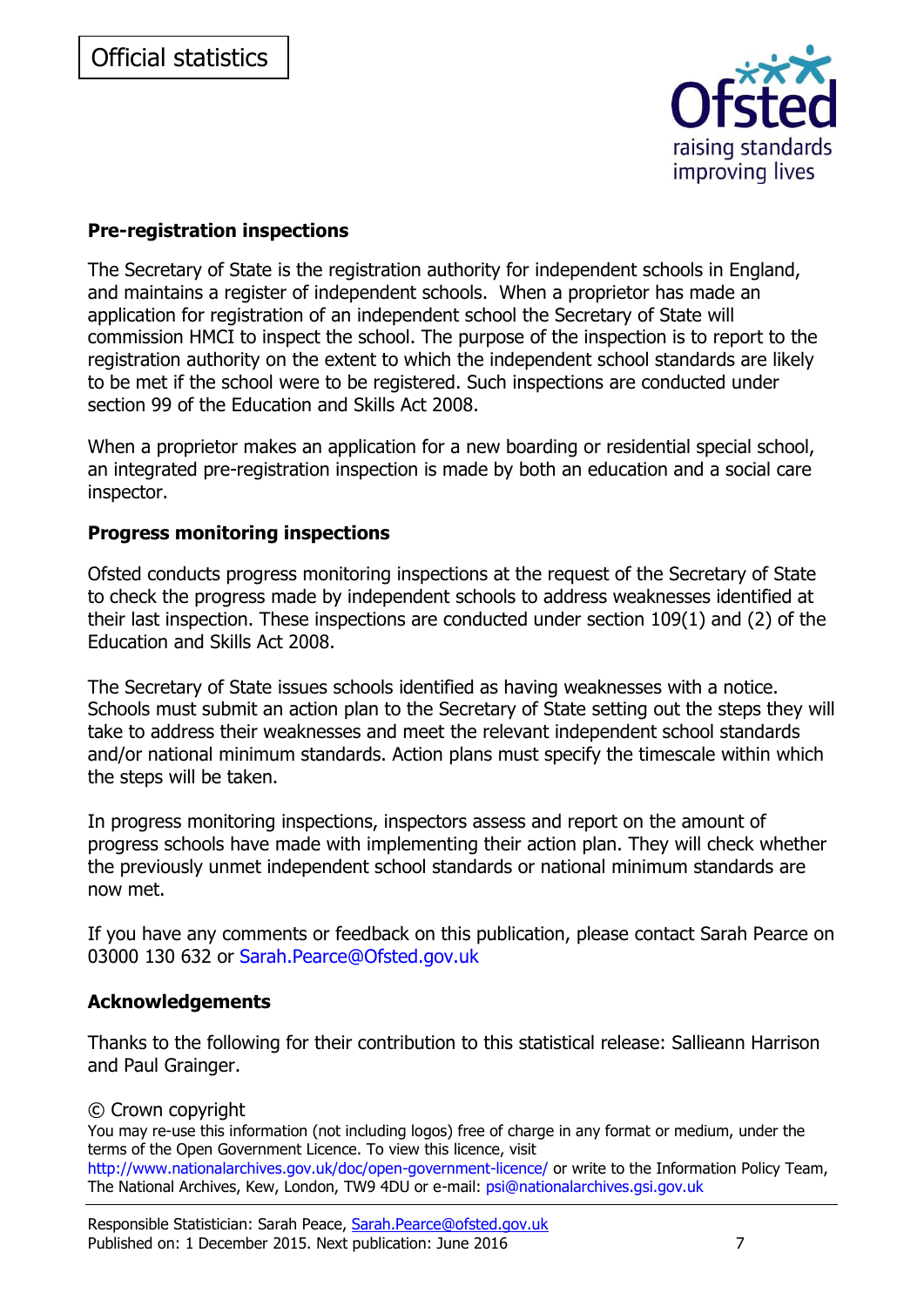### Pre-registration inspections

The Secretary of State is the registration authority for independent schools in England, and maintains a register of independent schools. When a proprietor has made an application for registration of an independent school the Secretary of State will commission HMCI to inspect the school. The purpose of the inspection is to report to the registration authority on the extent to which the independent school standards are likely to be met if the school were to be registered. Such inspections are conducted under section 99 of the Education and Skills Act 2008.

When a proprietor makes an application for a new boarding or residential special school, an integrated pre-registration inspection is made by both an education and a social care inspector.

### Progress monitoring inspections

Ofsted conducts progress monitoring inspections at the request of the Secretary of State to check the progress made by independent schools to address weaknesses identified at their last inspection. These inspections are conducted under section 109(1) and (2) of the Education and Skills Act 2008.

The Secretary of State issues schools identified as having weaknesses with a notice. Schools must submit an action plan to the Secretary of State setting out the steps they will take to address their weaknesses and meet the relevant independent school standards and/or national minimum standards. Action plans must specify the timescale within which the steps will be taken.

In progress monitoring inspections, inspectors assess and report on the amount of progress schools have made with implementing their action plan. They will check whether the previously unmet independent school standards or national minimum standards are now met.

If you have any comments or feedback on this publication, please contact Sarah Pearce on 03000 130 632 or Sarah.Pearce@Ofsted.gov.uk

### Acknowledgements

Thanks to the following for their contribution to this statistical release: Sallieann Harrison and Paul Grainger.

© Crown copyright

You may re-use this information (not including logos) free of charge in any format or medium, under the terms of the Open Government Licence. To view this licence, visit http://www.nationalarchives.gov.uk/doc/open-government-licence/ or write to the Information Policy Team, The National Archives, Kew, London, TW9 4DU or e-mail: psi@nationalarchives.gsi.gov.uk

Responsible Statistician: Sarah Peace, Sarah.Pearce@ofsted.gov.uk
Published on: 1 December 2015. Next publication: June 2016